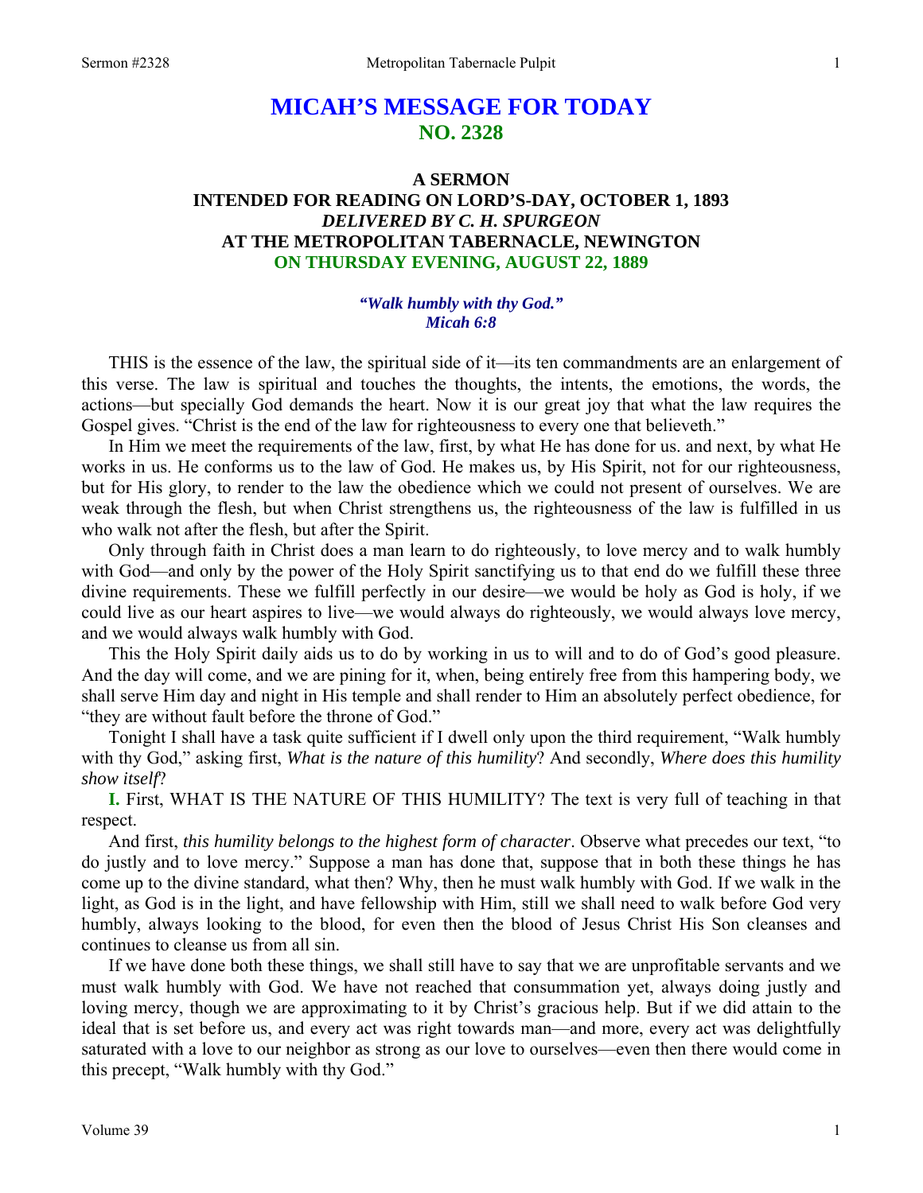# MICAH'S MESSAGE FOR TODAY
## NO. 2328

### A SERMON
### INTENDED FOR READING ON LORD'S-DAY, OCTOBER 1, 1893
### *DELIVERED BY C. H. SPURGEON*
### AT THE METROPOLITAN TABERNACLE, NEWINGTON
### ON THURSDAY EVENING, AUGUST 22, 1889

***"Walk humbly with thy God."***
***Micah 6:8***

THIS is the essence of the law, the spiritual side of it—its ten commandments are an enlargement of this verse. The law is spiritual and touches the thoughts, the intents, the emotions, the words, the actions—but specially God demands the heart. Now it is our great joy that what the law requires the Gospel gives. "Christ is the end of the law for righteousness to every one that believeth."

In Him we meet the requirements of the law, first, by what He has done for us. and next, by what He works in us. He conforms us to the law of God. He makes us, by His Spirit, not for our righteousness, but for His glory, to render to the law the obedience which we could not present of ourselves. We are weak through the flesh, but when Christ strengthens us, the righteousness of the law is fulfilled in us who walk not after the flesh, but after the Spirit.

Only through faith in Christ does a man learn to do righteously, to love mercy and to walk humbly with God—and only by the power of the Holy Spirit sanctifying us to that end do we fulfill these three divine requirements. These we fulfill perfectly in our desire—we would be holy as God is holy, if we could live as our heart aspires to live—we would always do righteously, we would always love mercy, and we would always walk humbly with God.

This the Holy Spirit daily aids us to do by working in us to will and to do of God's good pleasure. And the day will come, and we are pining for it, when, being entirely free from this hampering body, we shall serve Him day and night in His temple and shall render to Him an absolutely perfect obedience, for "they are without fault before the throne of God."

Tonight I shall have a task quite sufficient if I dwell only upon the third requirement, "Walk humbly with thy God," asking first, *What is the nature of this humility*? And secondly, *Where does this humility show itself*?

**I.** First, WHAT IS THE NATURE OF THIS HUMILITY? The text is very full of teaching in that respect.

And first, *this humility belongs to the highest form of character*. Observe what precedes our text, "to do justly and to love mercy." Suppose a man has done that, suppose that in both these things he has come up to the divine standard, what then? Why, then he must walk humbly with God. If we walk in the light, as God is in the light, and have fellowship with Him, still we shall need to walk before God very humbly, always looking to the blood, for even then the blood of Jesus Christ His Son cleanses and continues to cleanse us from all sin.

If we have done both these things, we shall still have to say that we are unprofitable servants and we must walk humbly with God. We have not reached that consummation yet, always doing justly and loving mercy, though we are approximating to it by Christ's gracious help. But if we did attain to the ideal that is set before us, and every act was right towards man—and more, every act was delightfully saturated with a love to our neighbor as strong as our love to ourselves—even then there would come in this precept, "Walk humbly with thy God."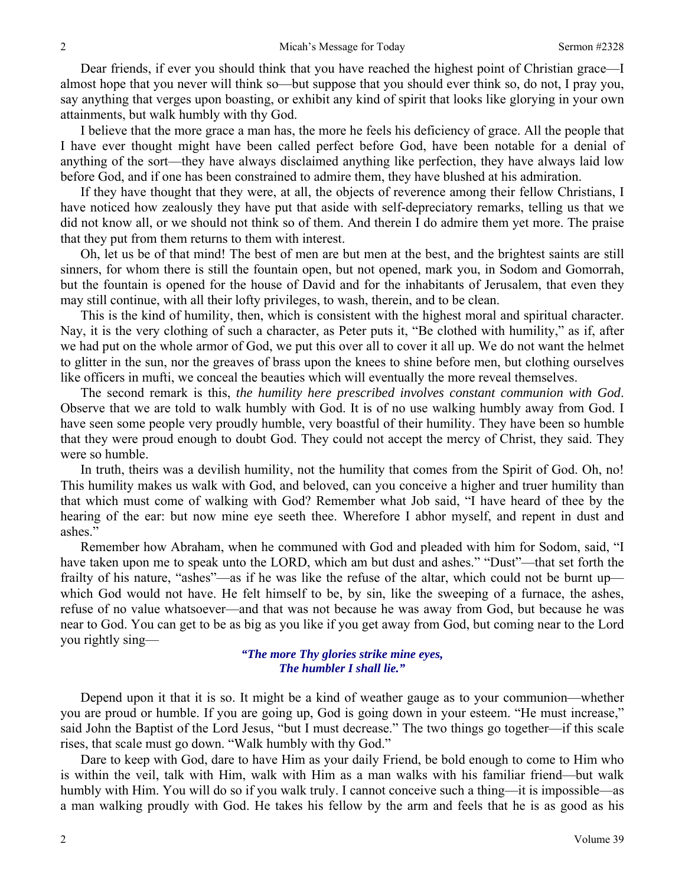Dear friends, if ever you should think that you have reached the highest point of Christian grace—I almost hope that you never will think so—but suppose that you should ever think so, do not, I pray you, say anything that verges upon boasting, or exhibit any kind of spirit that looks like glorying in your own attainments, but walk humbly with thy God.

I believe that the more grace a man has, the more he feels his deficiency of grace. All the people that I have ever thought might have been called perfect before God, have been notable for a denial of anything of the sort—they have always disclaimed anything like perfection, they have always laid low before God, and if one has been constrained to admire them, they have blushed at his admiration.

If they have thought that they were, at all, the objects of reverence among their fellow Christians, I have noticed how zealously they have put that aside with self-depreciatory remarks, telling us that we did not know all, or we should not think so of them. And therein I do admire them yet more. The praise that they put from them returns to them with interest.

Oh, let us be of that mind! The best of men are but men at the best, and the brightest saints are still sinners, for whom there is still the fountain open, but not opened, mark you, in Sodom and Gomorrah, but the fountain is opened for the house of David and for the inhabitants of Jerusalem, that even they may still continue, with all their lofty privileges, to wash, therein, and to be clean.

This is the kind of humility, then, which is consistent with the highest moral and spiritual character. Nay, it is the very clothing of such a character, as Peter puts it, "Be clothed with humility," as if, after we had put on the whole armor of God, we put this over all to cover it all up. We do not want the helmet to glitter in the sun, nor the greaves of brass upon the knees to shine before men, but clothing ourselves like officers in mufti, we conceal the beauties which will eventually the more reveal themselves.

The second remark is this, *the humility here prescribed involves constant communion with God*. Observe that we are told to walk humbly with God. It is of no use walking humbly away from God. I have seen some people very proudly humble, very boastful of their humility. They have been so humble that they were proud enough to doubt God. They could not accept the mercy of Christ, they said. They were so humble.

In truth, theirs was a devilish humility, not the humility that comes from the Spirit of God. Oh, no! This humility makes us walk with God, and beloved, can you conceive a higher and truer humility than that which must come of walking with God? Remember what Job said, "I have heard of thee by the hearing of the ear: but now mine eye seeth thee. Wherefore I abhor myself, and repent in dust and ashes."

Remember how Abraham, when he communed with God and pleaded with him for Sodom, said, "I have taken upon me to speak unto the LORD, which am but dust and ashes." "Dust"—that set forth the frailty of his nature, "ashes"—as if he was like the refuse of the altar, which could not be burnt up—which God would not have. He felt himself to be, by sin, like the sweeping of a furnace, the ashes, refuse of no value whatsoever—and that was not because he was away from God, but because he was near to God. You can get to be as big as you like if you get away from God, but coming near to the Lord you rightly sing—

> ***"The more Thy glories strike mine eyes,***
> ***The humbler I shall lie."***

Depend upon it that it is so. It might be a kind of weather gauge as to your communion—whether you are proud or humble. If you are going up, God is going down in your esteem. "He must increase," said John the Baptist of the Lord Jesus, "but I must decrease." The two things go together—if this scale rises, that scale must go down. "Walk humbly with thy God."

Dare to keep with God, dare to have Him as your daily Friend, be bold enough to come to Him who is within the veil, talk with Him, walk with Him as a man walks with his familiar friend—but walk humbly with Him. You will do so if you walk truly. I cannot conceive such a thing—it is impossible—as a man walking proudly with God. He takes his fellow by the arm and feels that he is as good as his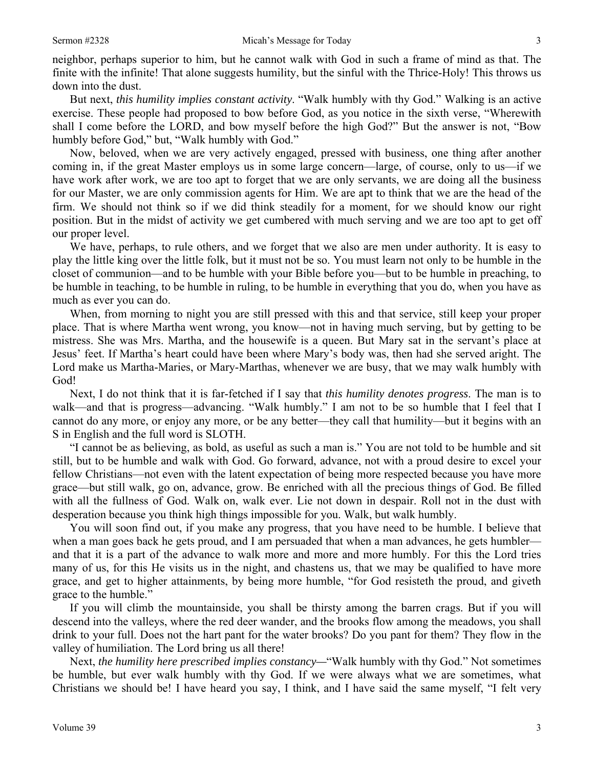neighbor, perhaps superior to him, but he cannot walk with God in such a frame of mind as that. The finite with the infinite! That alone suggests humility, but the sinful with the Thrice-Holy! This throws us down into the dust.

But next, *this humility implies constant activity*. "Walk humbly with thy God." Walking is an active exercise. These people had proposed to bow before God, as you notice in the sixth verse, "Wherewith shall I come before the LORD, and bow myself before the high God?" But the answer is not, "Bow humbly before God," but, "Walk humbly with God."

Now, beloved, when we are very actively engaged, pressed with business, one thing after another coming in, if the great Master employs us in some large concern—large, of course, only to us—if we have work after work, we are too apt to forget that we are only servants, we are doing all the business for our Master, we are only commission agents for Him. We are apt to think that we are the head of the firm. We should not think so if we did think steadily for a moment, for we should know our right position. But in the midst of activity we get cumbered with much serving and we are too apt to get off our proper level.

We have, perhaps, to rule others, and we forget that we also are men under authority. It is easy to play the little king over the little folk, but it must not be so. You must learn not only to be humble in the closet of communion—and to be humble with your Bible before you—but to be humble in preaching, to be humble in teaching, to be humble in ruling, to be humble in everything that you do, when you have as much as ever you can do.

When, from morning to night you are still pressed with this and that service, still keep your proper place. That is where Martha went wrong, you know—not in having much serving, but by getting to be mistress. She was Mrs. Martha, and the housewife is a queen. But Mary sat in the servant's place at Jesus' feet. If Martha's heart could have been where Mary's body was, then had she served aright. The Lord make us Martha-Maries, or Mary-Marthas, whenever we are busy, that we may walk humbly with God!

Next, I do not think that it is far-fetched if I say that *this humility denotes progress*. The man is to walk—and that is progress—advancing. "Walk humbly." I am not to be so humble that I feel that I cannot do any more, or enjoy any more, or be any better—they call that humility—but it begins with an S in English and the full word is SLOTH.

"I cannot be as believing, as bold, as useful as such a man is." You are not told to be humble and sit still, but to be humble and walk with God. Go forward, advance, not with a proud desire to excel your fellow Christians—not even with the latent expectation of being more respected because you have more grace—but still walk, go on, advance, grow. Be enriched with all the precious things of God. Be filled with all the fullness of God. Walk on, walk ever. Lie not down in despair. Roll not in the dust with desperation because you think high things impossible for you. Walk, but walk humbly.

You will soon find out, if you make any progress, that you have need to be humble. I believe that when a man goes back he gets proud, and I am persuaded that when a man advances, he gets humbler—and that it is a part of the advance to walk more and more and more humbly. For this the Lord tries many of us, for this He visits us in the night, and chastens us, that we may be qualified to have more grace, and get to higher attainments, by being more humble, "for God resisteth the proud, and giveth grace to the humble."

If you will climb the mountainside, you shall be thirsty among the barren crags. But if you will descend into the valleys, where the red deer wander, and the brooks flow among the meadows, you shall drink to your full. Does not the hart pant for the water brooks? Do you pant for them? They flow in the valley of humiliation. The Lord bring us all there!

Next, *the humility here prescribed implies constancy*—"Walk humbly with thy God." Not sometimes be humble, but ever walk humbly with thy God. If we were always what we are sometimes, what Christians we should be! I have heard you say, I think, and I have said the same myself, "I felt very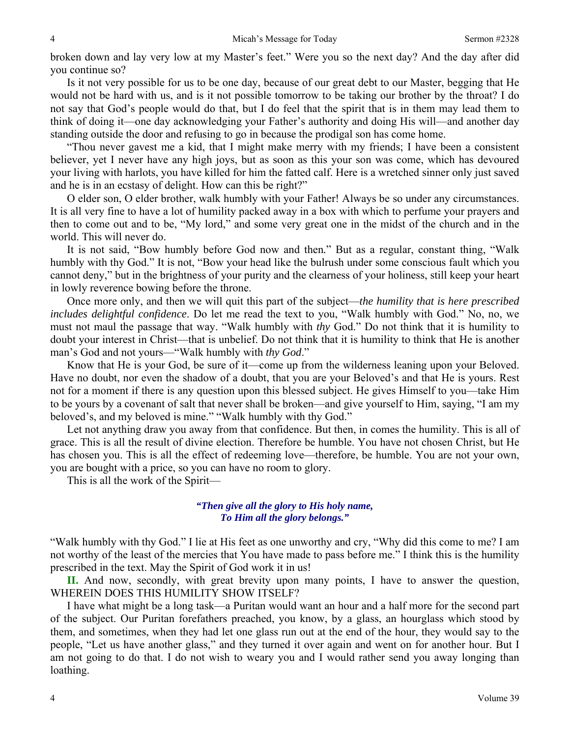broken down and lay very low at my Master's feet." Were you so the next day? And the day after did you continue so?

Is it not very possible for us to be one day, because of our great debt to our Master, begging that He would not be hard with us, and is it not possible tomorrow to be taking our brother by the throat? I do not say that God's people would do that, but I do feel that the spirit that is in them may lead them to think of doing it—one day acknowledging your Father's authority and doing His will—and another day standing outside the door and refusing to go in because the prodigal son has come home.

"Thou never gavest me a kid, that I might make merry with my friends; I have been a consistent believer, yet I never have any high joys, but as soon as this your son was come, which has devoured your living with harlots, you have killed for him the fatted calf. Here is a wretched sinner only just saved and he is in an ecstasy of delight. How can this be right?"

O elder son, O elder brother, walk humbly with your Father! Always be so under any circumstances. It is all very fine to have a lot of humility packed away in a box with which to perfume your prayers and then to come out and to be, "My lord," and some very great one in the midst of the church and in the world. This will never do.

It is not said, "Bow humbly before God now and then." But as a regular, constant thing, "Walk humbly with thy God." It is not, "Bow your head like the bulrush under some conscious fault which you cannot deny," but in the brightness of your purity and the clearness of your holiness, still keep your heart in lowly reverence bowing before the throne.

Once more only, and then we will quit this part of the subject—*the humility that is here prescribed includes delightful confidence*. Do let me read the text to you, "Walk humbly with God." No, no, we must not maul the passage that way. "Walk humbly with *thy* God." Do not think that it is humility to doubt your interest in Christ—that is unbelief. Do not think that it is humility to think that He is another man's God and not yours—"Walk humbly with *thy God*."

Know that He is your God, be sure of it—come up from the wilderness leaning upon your Beloved. Have no doubt, nor even the shadow of a doubt, that you are your Beloved's and that He is yours. Rest not for a moment if there is any question upon this blessed subject. He gives Himself to you—take Him to be yours by a covenant of salt that never shall be broken—and give yourself to Him, saying, "I am my beloved's, and my beloved is mine." "Walk humbly with thy God."

Let not anything draw you away from that confidence. But then, in comes the humility. This is all of grace. This is all the result of divine election. Therefore be humble. You have not chosen Christ, but He has chosen you. This is all the effect of redeeming love—therefore, be humble. You are not your own, you are bought with a price, so you can have no room to glory.

This is all the work of the Spirit—

*"Then give all the glory to His holy name,*
*To Him all the glory belongs."*

"Walk humbly with thy God." I lie at His feet as one unworthy and cry, "Why did this come to me? I am not worthy of the least of the mercies that You have made to pass before me." I think this is the humility prescribed in the text. May the Spirit of God work it in us!

**II.** And now, secondly, with great brevity upon many points, I have to answer the question, WHEREIN DOES THIS HUMILITY SHOW ITSELF?

I have what might be a long task—a Puritan would want an hour and a half more for the second part of the subject. Our Puritan forefathers preached, you know, by a glass, an hourglass which stood by them, and sometimes, when they had let one glass run out at the end of the hour, they would say to the people, "Let us have another glass," and they turned it over again and went on for another hour. But I am not going to do that. I do not wish to weary you and I would rather send you away longing than loathing.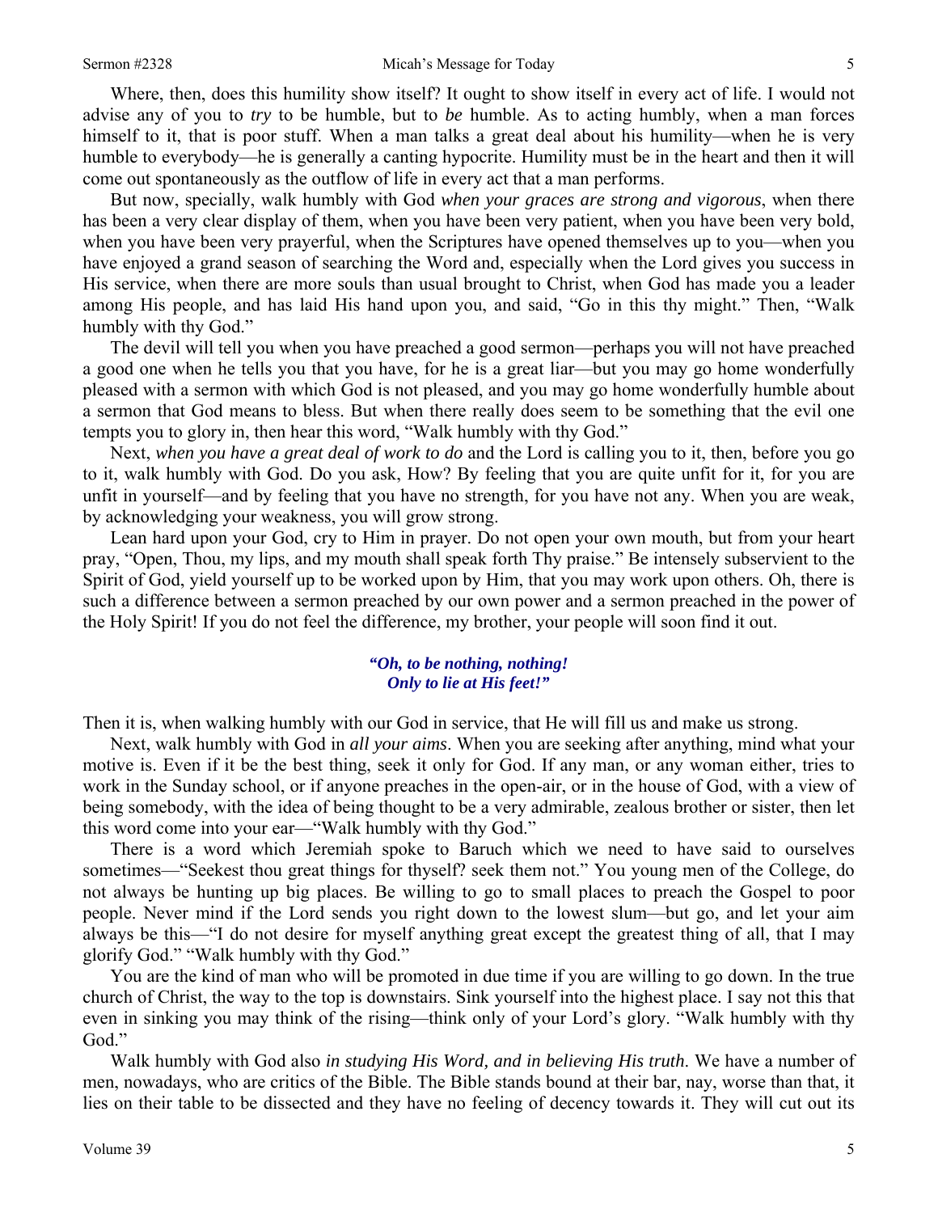Where, then, does this humility show itself? It ought to show itself in every act of life. I would not advise any of you to *try* to be humble, but to *be* humble. As to acting humbly, when a man forces himself to it, that is poor stuff. When a man talks a great deal about his humility—when he is very humble to everybody—he is generally a canting hypocrite. Humility must be in the heart and then it will come out spontaneously as the outflow of life in every act that a man performs.

But now, specially, walk humbly with God *when your graces are strong and vigorous*, when there has been a very clear display of them, when you have been very patient, when you have been very bold, when you have been very prayerful, when the Scriptures have opened themselves up to you—when you have enjoyed a grand season of searching the Word and, especially when the Lord gives you success in His service, when there are more souls than usual brought to Christ, when God has made you a leader among His people, and has laid His hand upon you, and said, "Go in this thy might." Then, "Walk humbly with thy God."

The devil will tell you when you have preached a good sermon—perhaps you will not have preached a good one when he tells you that you have, for he is a great liar—but you may go home wonderfully pleased with a sermon with which God is not pleased, and you may go home wonderfully humble about a sermon that God means to bless. But when there really does seem to be something that the evil one tempts you to glory in, then hear this word, "Walk humbly with thy God."

Next, *when you have a great deal of work to do* and the Lord is calling you to it, then, before you go to it, walk humbly with God. Do you ask, How? By feeling that you are quite unfit for it, for you are unfit in yourself—and by feeling that you have no strength, for you have not any. When you are weak, by acknowledging your weakness, you will grow strong.

Lean hard upon your God, cry to Him in prayer. Do not open your own mouth, but from your heart pray, "Open, Thou, my lips, and my mouth shall speak forth Thy praise." Be intensely subservient to the Spirit of God, yield yourself up to be worked upon by Him, that you may work upon others. Oh, there is such a difference between a sermon preached by our own power and a sermon preached in the power of the Holy Spirit! If you do not feel the difference, my brother, your people will soon find it out.

***"Oh, to be nothing, nothing!***
***Only to lie at His feet!"***

Then it is, when walking humbly with our God in service, that He will fill us and make us strong.

Next, walk humbly with God in *all your aims*. When you are seeking after anything, mind what your motive is. Even if it be the best thing, seek it only for God. If any man, or any woman either, tries to work in the Sunday school, or if anyone preaches in the open-air, or in the house of God, with a view of being somebody, with the idea of being thought to be a very admirable, zealous brother or sister, then let this word come into your ear—"Walk humbly with thy God."

There is a word which Jeremiah spoke to Baruch which we need to have said to ourselves sometimes—"Seekest thou great things for thyself? seek them not." You young men of the College, do not always be hunting up big places. Be willing to go to small places to preach the Gospel to poor people. Never mind if the Lord sends you right down to the lowest slum—but go, and let your aim always be this—"I do not desire for myself anything great except the greatest thing of all, that I may glorify God." "Walk humbly with thy God."

You are the kind of man who will be promoted in due time if you are willing to go down. In the true church of Christ, the way to the top is downstairs. Sink yourself into the highest place. I say not this that even in sinking you may think of the rising—think only of your Lord's glory. "Walk humbly with thy God."

Walk humbly with God also *in studying His Word, and in believing His truth*. We have a number of men, nowadays, who are critics of the Bible. The Bible stands bound at their bar, nay, worse than that, it lies on their table to be dissected and they have no feeling of decency towards it. They will cut out its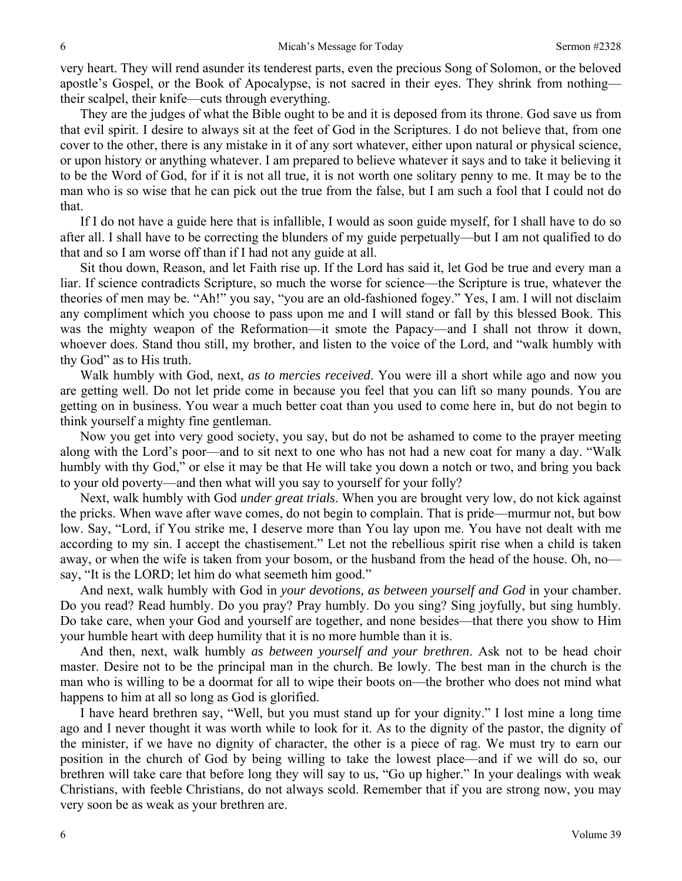very heart. They will rend asunder its tenderest parts, even the precious Song of Solomon, or the beloved apostle's Gospel, or the Book of Apocalypse, is not sacred in their eyes. They shrink from nothing—their scalpel, their knife—cuts through everything.

They are the judges of what the Bible ought to be and it is deposed from its throne. God save us from that evil spirit. I desire to always sit at the feet of God in the Scriptures. I do not believe that, from one cover to the other, there is any mistake in it of any sort whatever, either upon natural or physical science, or upon history or anything whatever. I am prepared to believe whatever it says and to take it believing it to be the Word of God, for if it is not all true, it is not worth one solitary penny to me. It may be to the man who is so wise that he can pick out the true from the false, but I am such a fool that I could not do that.

If I do not have a guide here that is infallible, I would as soon guide myself, for I shall have to do so after all. I shall have to be correcting the blunders of my guide perpetually—but I am not qualified to do that and so I am worse off than if I had not any guide at all.

Sit thou down, Reason, and let Faith rise up. If the Lord has said it, let God be true and every man a liar. If science contradicts Scripture, so much the worse for science—the Scripture is true, whatever the theories of men may be. "Ah!" you say, "you are an old-fashioned fogey." Yes, I am. I will not disclaim any compliment which you choose to pass upon me and I will stand or fall by this blessed Book. This was the mighty weapon of the Reformation—it smote the Papacy—and I shall not throw it down, whoever does. Stand thou still, my brother, and listen to the voice of the Lord, and "walk humbly with thy God" as to His truth.

Walk humbly with God, next, *as to mercies received*. You were ill a short while ago and now you are getting well. Do not let pride come in because you feel that you can lift so many pounds. You are getting on in business. You wear a much better coat than you used to come here in, but do not begin to think yourself a mighty fine gentleman.

Now you get into very good society, you say, but do not be ashamed to come to the prayer meeting along with the Lord's poor—and to sit next to one who has not had a new coat for many a day. "Walk humbly with thy God," or else it may be that He will take you down a notch or two, and bring you back to your old poverty—and then what will you say to yourself for your folly?

Next, walk humbly with God *under great trials*. When you are brought very low, do not kick against the pricks. When wave after wave comes, do not begin to complain. That is pride—murmur not, but bow low. Say, "Lord, if You strike me, I deserve more than You lay upon me. You have not dealt with me according to my sin. I accept the chastisement." Let not the rebellious spirit rise when a child is taken away, or when the wife is taken from your bosom, or the husband from the head of the house. Oh, no—say, "It is the LORD; let him do what seemeth him good."

And next, walk humbly with God in *your devotions, as between yourself and God* in your chamber. Do you read? Read humbly. Do you pray? Pray humbly. Do you sing? Sing joyfully, but sing humbly. Do take care, when your God and yourself are together, and none besides—that there you show to Him your humble heart with deep humility that it is no more humble than it is.

And then, next, walk humbly *as between yourself and your brethren*. Ask not to be head choir master. Desire not to be the principal man in the church. Be lowly. The best man in the church is the man who is willing to be a doormat for all to wipe their boots on—the brother who does not mind what happens to him at all so long as God is glorified.

I have heard brethren say, "Well, but you must stand up for your dignity." I lost mine a long time ago and I never thought it was worth while to look for it. As to the dignity of the pastor, the dignity of the minister, if we have no dignity of character, the other is a piece of rag. We must try to earn our position in the church of God by being willing to take the lowest place—and if we will do so, our brethren will take care that before long they will say to us, "Go up higher." In your dealings with weak Christians, with feeble Christians, do not always scold. Remember that if you are strong now, you may very soon be as weak as your brethren are.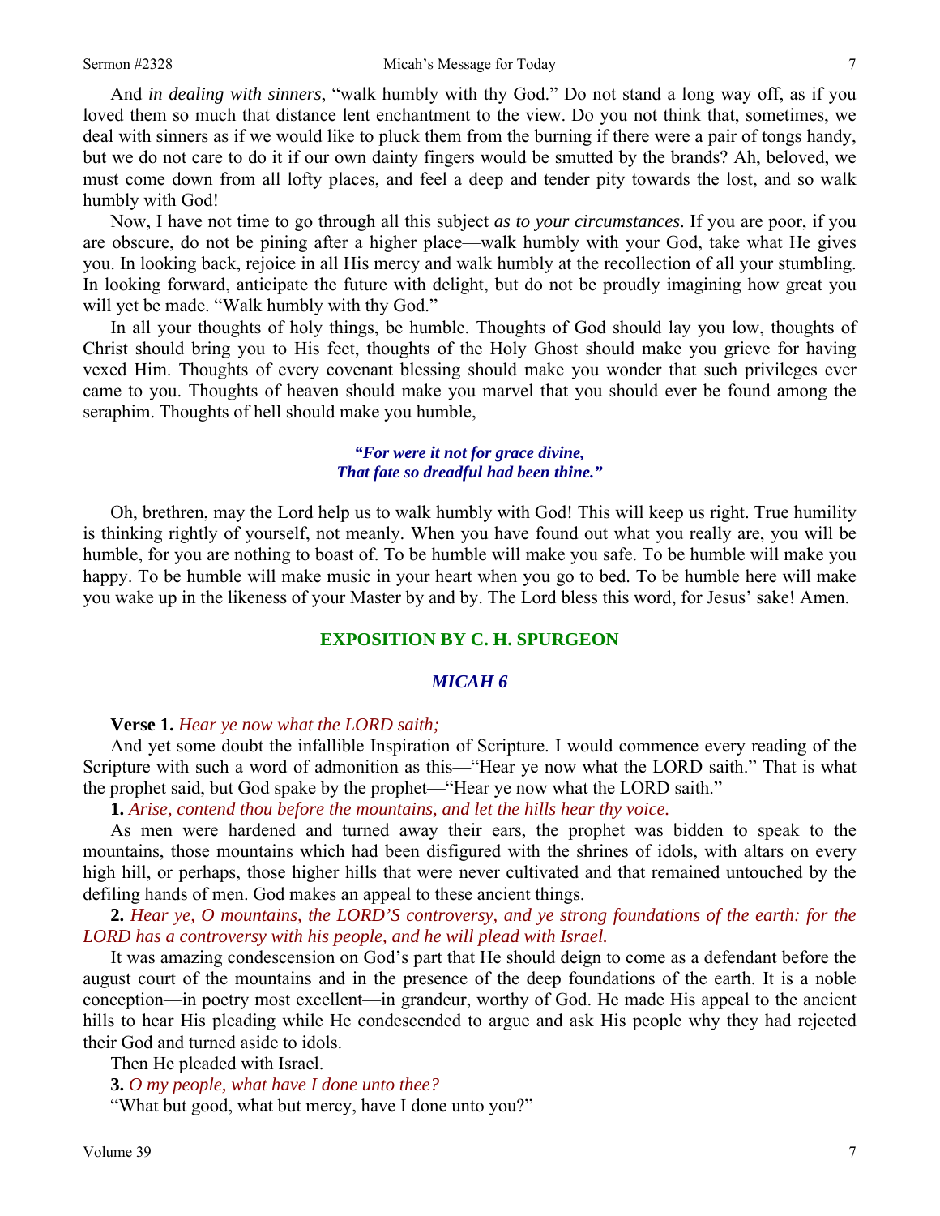And *in dealing with sinners*, "walk humbly with thy God." Do not stand a long way off, as if you loved them so much that distance lent enchantment to the view. Do you not think that, sometimes, we deal with sinners as if we would like to pluck them from the burning if there were a pair of tongs handy, but we do not care to do it if our own dainty fingers would be smutted by the brands? Ah, beloved, we must come down from all lofty places, and feel a deep and tender pity towards the lost, and so walk humbly with God!

Now, I have not time to go through all this subject *as to your circumstances*. If you are poor, if you are obscure, do not be pining after a higher place—walk humbly with your God, take what He gives you. In looking back, rejoice in all His mercy and walk humbly at the recollection of all your stumbling. In looking forward, anticipate the future with delight, but do not be proudly imagining how great you will yet be made. "Walk humbly with thy God."

In all your thoughts of holy things, be humble. Thoughts of God should lay you low, thoughts of Christ should bring you to His feet, thoughts of the Holy Ghost should make you grieve for having vexed Him. Thoughts of every covenant blessing should make you wonder that such privileges ever came to you. Thoughts of heaven should make you marvel that you should ever be found among the seraphim. Thoughts of hell should make you humble,—

> ***"For were it not for grace divine,***
> ***That fate so dreadful had been thine."***

Oh, brethren, may the Lord help us to walk humbly with God! This will keep us right. True humility is thinking rightly of yourself, not meanly. When you have found out what you really are, you will be humble, for you are nothing to boast of. To be humble will make you safe. To be humble will make you happy. To be humble will make music in your heart when you go to bed. To be humble here will make you wake up in the likeness of your Master by and by. The Lord bless this word, for Jesus' sake! Amen.

## EXPOSITION BY C. H. SPURGEON

### *MICAH 6*

**Verse 1.** *Hear ye now what the LORD saith;*

And yet some doubt the infallible Inspiration of Scripture. I would commence every reading of the Scripture with such a word of admonition as this—"Hear ye now what the LORD saith." That is what the prophet said, but God spake by the prophet—"Hear ye now what the LORD saith."

**1.** *Arise, contend thou before the mountains, and let the hills hear thy voice.*

As men were hardened and turned away their ears, the prophet was bidden to speak to the mountains, those mountains which had been disfigured with the shrines of idols, with altars on every high hill, or perhaps, those higher hills that were never cultivated and that remained untouched by the defiling hands of men. God makes an appeal to these ancient things.

**2.** *Hear ye, O mountains, the LORD'S controversy, and ye strong foundations of the earth: for the LORD has a controversy with his people, and he will plead with Israel.*

It was amazing condescension on God's part that He should deign to come as a defendant before the august court of the mountains and in the presence of the deep foundations of the earth. It is a noble conception—in poetry most excellent—in grandeur, worthy of God. He made His appeal to the ancient hills to hear His pleading while He condescended to argue and ask His people why they had rejected their God and turned aside to idols.

Then He pleaded with Israel.

**3.** *O my people, what have I done unto thee?*

"What but good, what but mercy, have I done unto you?"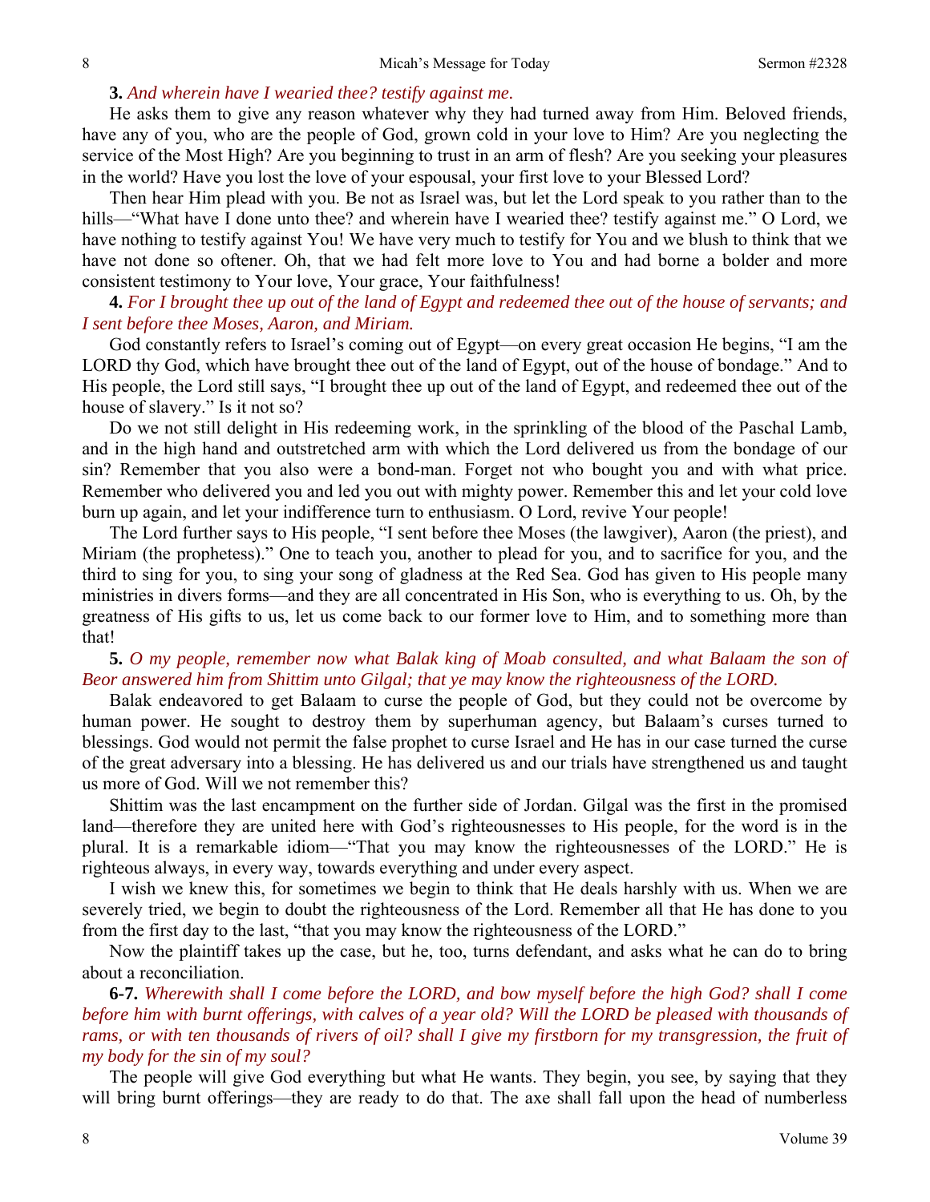**3.** *And wherein have I wearied thee? testify against me.*

He asks them to give any reason whatever why they had turned away from Him. Beloved friends, have any of you, who are the people of God, grown cold in your love to Him? Are you neglecting the service of the Most High? Are you beginning to trust in an arm of flesh? Are you seeking your pleasures in the world? Have you lost the love of your espousal, your first love to your Blessed Lord?

Then hear Him plead with you. Be not as Israel was, but let the Lord speak to you rather than to the hills—"What have I done unto thee? and wherein have I wearied thee? testify against me." O Lord, we have nothing to testify against You! We have very much to testify for You and we blush to think that we have not done so oftener. Oh, that we had felt more love to You and had borne a bolder and more consistent testimony to Your love, Your grace, Your faithfulness!

**4.** *For I brought thee up out of the land of Egypt and redeemed thee out of the house of servants; and I sent before thee Moses, Aaron, and Miriam.*

God constantly refers to Israel's coming out of Egypt—on every great occasion He begins, "I am the LORD thy God, which have brought thee out of the land of Egypt, out of the house of bondage." And to His people, the Lord still says, "I brought thee up out of the land of Egypt, and redeemed thee out of the house of slavery." Is it not so?

Do we not still delight in His redeeming work, in the sprinkling of the blood of the Paschal Lamb, and in the high hand and outstretched arm with which the Lord delivered us from the bondage of our sin? Remember that you also were a bond-man. Forget not who bought you and with what price. Remember who delivered you and led you out with mighty power. Remember this and let your cold love burn up again, and let your indifference turn to enthusiasm. O Lord, revive Your people!

The Lord further says to His people, "I sent before thee Moses (the lawgiver), Aaron (the priest), and Miriam (the prophetess)." One to teach you, another to plead for you, and to sacrifice for you, and the third to sing for you, to sing your song of gladness at the Red Sea. God has given to His people many ministries in divers forms—and they are all concentrated in His Son, who is everything to us. Oh, by the greatness of His gifts to us, let us come back to our former love to Him, and to something more than that!

**5.** *O my people, remember now what Balak king of Moab consulted, and what Balaam the son of Beor answered him from Shittim unto Gilgal; that ye may know the righteousness of the LORD.*

Balak endeavored to get Balaam to curse the people of God, but they could not be overcome by human power. He sought to destroy them by superhuman agency, but Balaam's curses turned to blessings. God would not permit the false prophet to curse Israel and He has in our case turned the curse of the great adversary into a blessing. He has delivered us and our trials have strengthened us and taught us more of God. Will we not remember this?

Shittim was the last encampment on the further side of Jordan. Gilgal was the first in the promised land—therefore they are united here with God's righteousnesses to His people, for the word is in the plural. It is a remarkable idiom—"That you may know the righteousnesses of the LORD." He is righteous always, in every way, towards everything and under every aspect.

I wish we knew this, for sometimes we begin to think that He deals harshly with us. When we are severely tried, we begin to doubt the righteousness of the Lord. Remember all that He has done to you from the first day to the last, "that you may know the righteousness of the LORD."

Now the plaintiff takes up the case, but he, too, turns defendant, and asks what he can do to bring about a reconciliation.

**6-7.** *Wherewith shall I come before the LORD, and bow myself before the high God? shall I come before him with burnt offerings, with calves of a year old? Will the LORD be pleased with thousands of rams, or with ten thousands of rivers of oil? shall I give my firstborn for my transgression, the fruit of my body for the sin of my soul?*

The people will give God everything but what He wants. They begin, you see, by saying that they will bring burnt offerings—they are ready to do that. The axe shall fall upon the head of numberless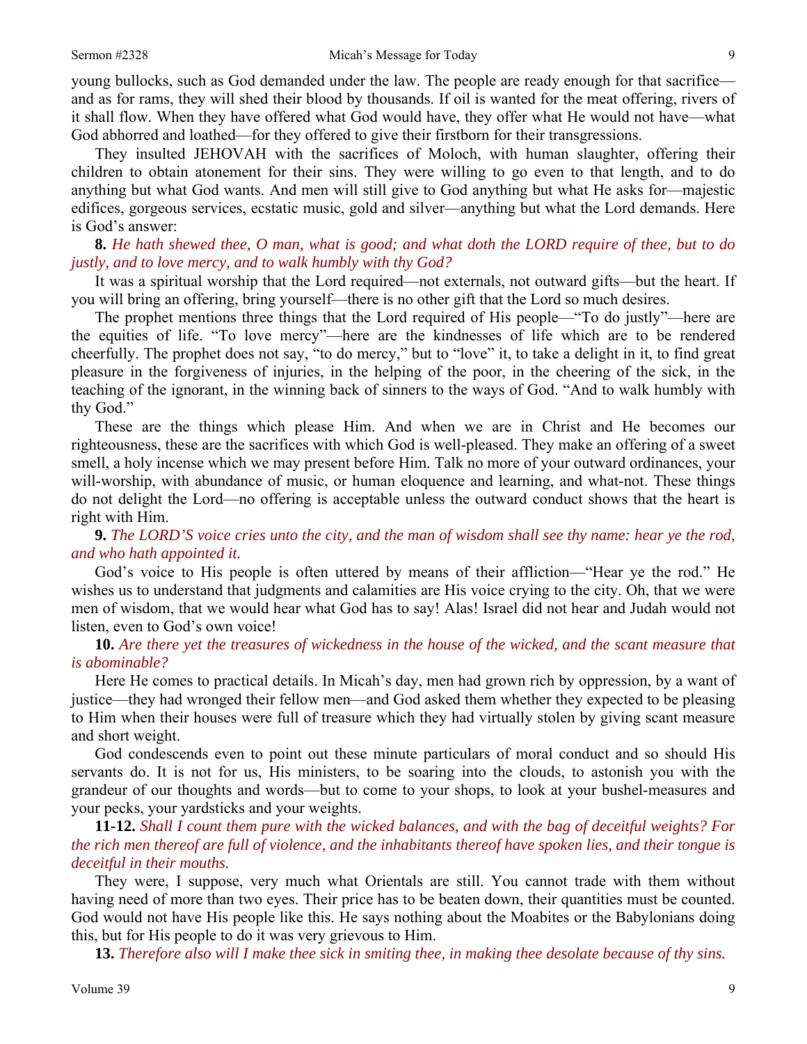young bullocks, such as God demanded under the law. The people are ready enough for that sacrifice—and as for rams, they will shed their blood by thousands. If oil is wanted for the meat offering, rivers of it shall flow. When they have offered what God would have, they offer what He would not have—what God abhorred and loathed—for they offered to give their firstborn for their transgressions.

They insulted JEHOVAH with the sacrifices of Moloch, with human slaughter, offering their children to obtain atonement for their sins. They were willing to go even to that length, and to do anything but what God wants. And men will still give to God anything but what He asks for—majestic edifices, gorgeous services, ecstatic music, gold and silver—anything but what the Lord demands. Here is God's answer:

**8.** *He hath shewed thee, O man, what is good; and what doth the LORD require of thee, but to do justly, and to love mercy, and to walk humbly with thy God?*

It was a spiritual worship that the Lord required—not externals, not outward gifts—but the heart. If you will bring an offering, bring yourself—there is no other gift that the Lord so much desires.

The prophet mentions three things that the Lord required of His people—"To do justly"—here are the equities of life. "To love mercy"—here are the kindnesses of life which are to be rendered cheerfully. The prophet does not say, "to do mercy," but to "love" it, to take a delight in it, to find great pleasure in the forgiveness of injuries, in the helping of the poor, in the cheering of the sick, in the teaching of the ignorant, in the winning back of sinners to the ways of God. "And to walk humbly with thy God."

These are the things which please Him. And when we are in Christ and He becomes our righteousness, these are the sacrifices with which God is well-pleased. They make an offering of a sweet smell, a holy incense which we may present before Him. Talk no more of your outward ordinances, your will-worship, with abundance of music, or human eloquence and learning, and what-not. These things do not delight the Lord—no offering is acceptable unless the outward conduct shows that the heart is right with Him.

**9.** *The LORD'S voice cries unto the city, and the man of wisdom shall see thy name: hear ye the rod, and who hath appointed it.*

God's voice to His people is often uttered by means of their affliction—"Hear ye the rod." He wishes us to understand that judgments and calamities are His voice crying to the city. Oh, that we were men of wisdom, that we would hear what God has to say! Alas! Israel did not hear and Judah would not listen, even to God's own voice!

**10.** *Are there yet the treasures of wickedness in the house of the wicked, and the scant measure that is abominable?*

Here He comes to practical details. In Micah's day, men had grown rich by oppression, by a want of justice—they had wronged their fellow men—and God asked them whether they expected to be pleasing to Him when their houses were full of treasure which they had virtually stolen by giving scant measure and short weight.

God condescends even to point out these minute particulars of moral conduct and so should His servants do. It is not for us, His ministers, to be soaring into the clouds, to astonish you with the grandeur of our thoughts and words—but to come to your shops, to look at your bushel-measures and your pecks, your yardsticks and your weights.

**11-12.** *Shall I count them pure with the wicked balances, and with the bag of deceitful weights? For the rich men thereof are full of violence, and the inhabitants thereof have spoken lies, and their tongue is deceitful in their mouths.*

They were, I suppose, very much what Orientals are still. You cannot trade with them without having need of more than two eyes. Their price has to be beaten down, their quantities must be counted. God would not have His people like this. He says nothing about the Moabites or the Babylonians doing this, but for His people to do it was very grievous to Him.

**13.** *Therefore also will I make thee sick in smiting thee, in making thee desolate because of thy sins.*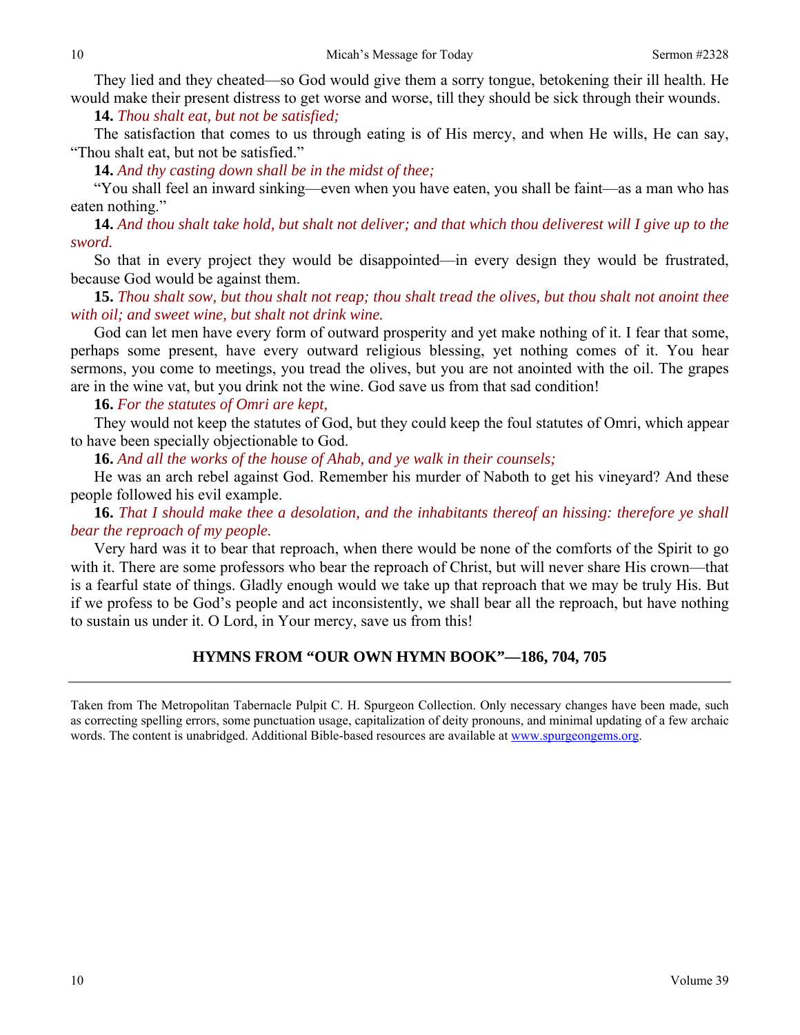They lied and they cheated—so God would give them a sorry tongue, betokening their ill health. He would make their present distress to get worse and worse, till they should be sick through their wounds.

**14.** *Thou shalt eat, but not be satisfied;*

The satisfaction that comes to us through eating is of His mercy, and when He wills, He can say, "Thou shalt eat, but not be satisfied."

**14.** *And thy casting down shall be in the midst of thee;*

"You shall feel an inward sinking—even when you have eaten, you shall be faint—as a man who has eaten nothing."

**14.** *And thou shalt take hold, but shalt not deliver; and that which thou deliverest will I give up to the sword.*

So that in every project they would be disappointed—in every design they would be frustrated, because God would be against them.

**15.** *Thou shalt sow, but thou shalt not reap; thou shalt tread the olives, but thou shalt not anoint thee with oil; and sweet wine, but shalt not drink wine.*

God can let men have every form of outward prosperity and yet make nothing of it. I fear that some, perhaps some present, have every outward religious blessing, yet nothing comes of it. You hear sermons, you come to meetings, you tread the olives, but you are not anointed with the oil. The grapes are in the wine vat, but you drink not the wine. God save us from that sad condition!

**16.** *For the statutes of Omri are kept,*

They would not keep the statutes of God, but they could keep the foul statutes of Omri, which appear to have been specially objectionable to God.

**16.** *And all the works of the house of Ahab, and ye walk in their counsels;*

He was an arch rebel against God. Remember his murder of Naboth to get his vineyard? And these people followed his evil example.

**16.** *That I should make thee a desolation, and the inhabitants thereof an hissing: therefore ye shall bear the reproach of my people.*

Very hard was it to bear that reproach, when there would be none of the comforts of the Spirit to go with it. There are some professors who bear the reproach of Christ, but will never share His crown—that is a fearful state of things. Gladly enough would we take up that reproach that we may be truly His. But if we profess to be God's people and act inconsistently, we shall bear all the reproach, but have nothing to sustain us under it. O Lord, in Your mercy, save us from this!

## HYMNS FROM "OUR OWN HYMN BOOK"—186, 704, 705

---

Taken from The Metropolitan Tabernacle Pulpit C. H. Spurgeon Collection. Only necessary changes have been made, such as correcting spelling errors, some punctuation usage, capitalization of deity pronouns, and minimal updating of a few archaic words. The content is unabridged. Additional Bible-based resources are available at www.spurgeongems.org.